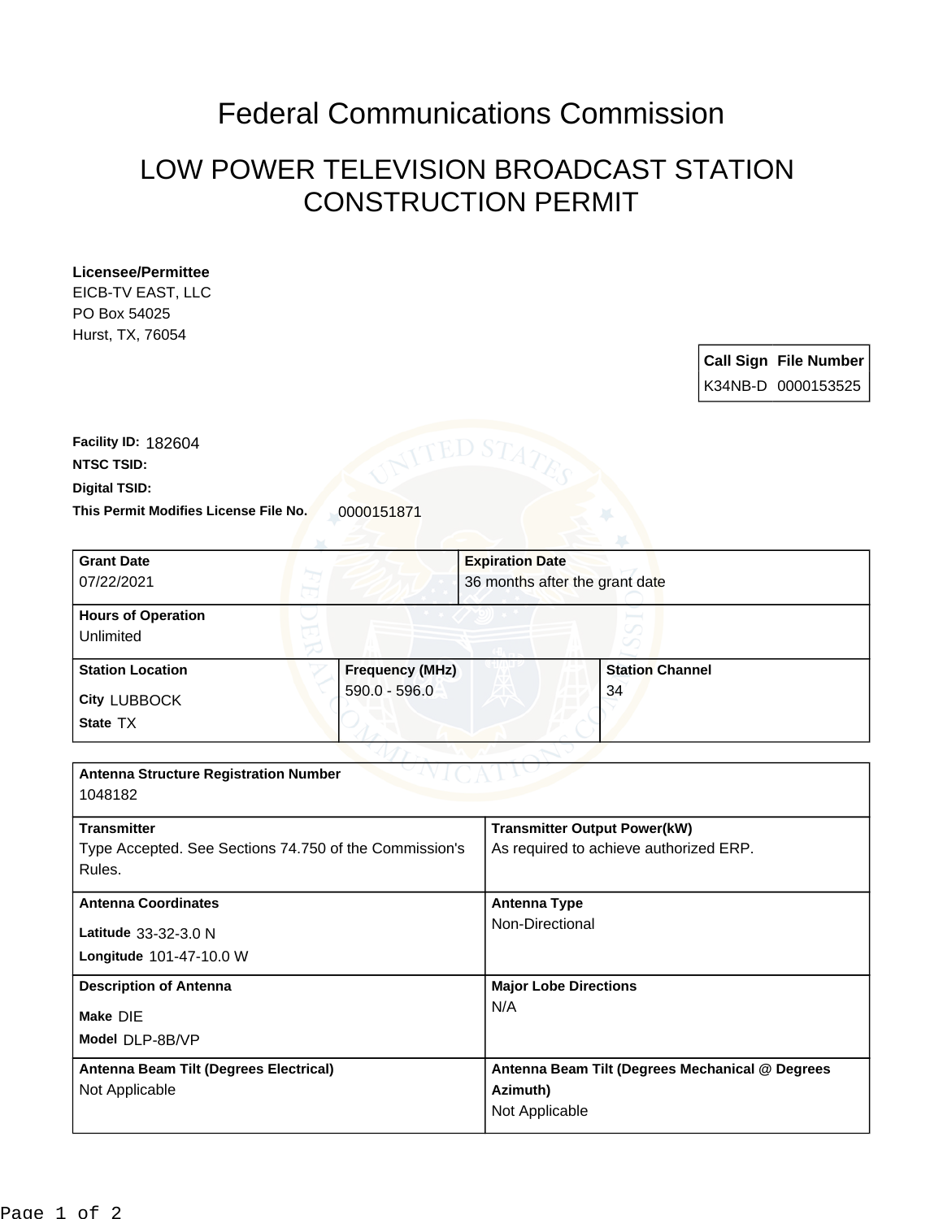# Federal Communications Commission

## LOW POWER TELEVISION BROADCAST STATION CONSTRUCTION PERMIT

**Licensee/Permittee**
EICB-TV EAST, LLC
PO Box 54025
Hurst, TX, 76054

| Call Sign | File Number |
|---|---|
| K34NB-D | 0000153525 |

**Facility ID:** 182604
**NTSC TSID:**
**Digital TSID:**
**This Permit Modifies License File No.** 0000151871

| Grant Date | Expiration Date |
|---|---|
| 07/22/2021 | 36 months after the grant date |

| Hours of Operation |
|---|
| Unlimited |

| Station Location | Frequency (MHz) | Station Channel |
|---|---|---|
| City LUBBOCK<br>State TX | 590.0 - 596.0 | 34 |

| Antenna Structure Registration Number | |
|---|---|
| 1048182 | |
| **Transmitter** | **Transmitter Output Power(kW)** |
| Type Accepted. See Sections 74.750 of the Commission's Rules. | As required to achieve authorized ERP. |
| **Antenna Coordinates** | **Antenna Type** |
| Latitude 33-32-3.0 N<br>Longitude 101-47-10.0 W | Non-Directional |
| **Description of Antenna** | **Major Lobe Directions** |
| Make DIE<br>Model DLP-8B/VP | N/A |
| **Antenna Beam Tilt (Degrees Electrical)** | **Antenna Beam Tilt (Degrees Mechanical @ Degrees Azimuth)** |
| Not Applicable | Not Applicable |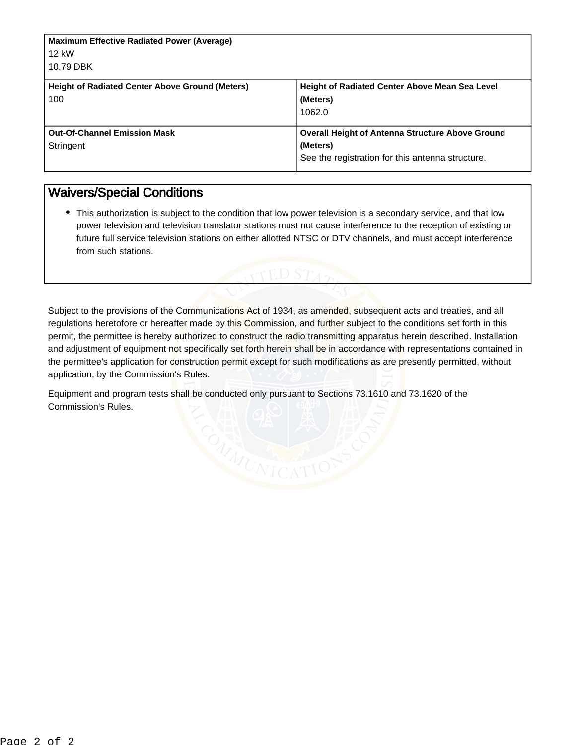| | |
|---|---|
| **Maximum Effective Radiated Power (Average)**<br>12 kW<br>10.79 DBK | |
| **Height of Radiated Center Above Ground (Meters)**<br>100 | **Height of Radiated Center Above Mean Sea Level (Meters)**<br>1062.0 |
| **Out-Of-Channel Emission Mask**<br>Stringent | **Overall Height of Antenna Structure Above Ground (Meters)**<br>See the registration for this antenna structure. |

## Waivers/Special Conditions

- This authorization is subject to the condition that low power television is a secondary service, and that low power television and television translator stations must not cause interference to the reception of existing or future full service television stations on either allotted NTSC or DTV channels, and must accept interference from such stations.

Subject to the provisions of the Communications Act of 1934, as amended, subsequent acts and treaties, and all regulations heretofore or hereafter made by this Commission, and further subject to the conditions set forth in this permit, the permittee is hereby authorized to construct the radio transmitting apparatus herein described. Installation and adjustment of equipment not specifically set forth herein shall be in accordance with representations contained in the permittee's application for construction permit except for such modifications as are presently permitted, without application, by the Commission's Rules.

Equipment and program tests shall be conducted only pursuant to Sections 73.1610 and 73.1620 of the Commission's Rules.